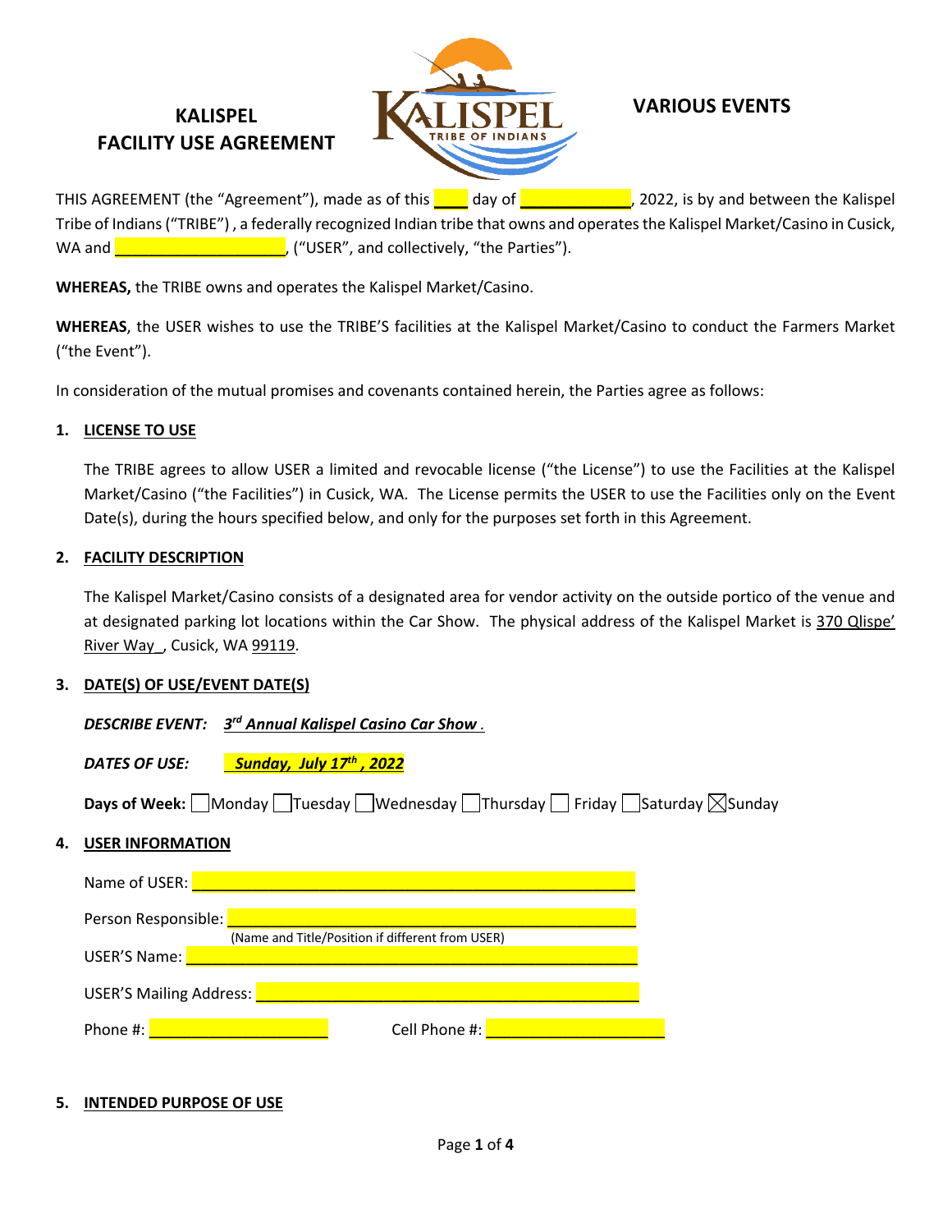# KALISPEL FACILITY USE AGREEMENT

## VARIOUS EVENTS

THIS AGREEMENT (the "Agreement"), made as of this ____ day of ____________, 2022, is by and between the Kalispel Tribe of Indians ("TRIBE") , a federally recognized Indian tribe that owns and operates the Kalispel Market/Casino in Cusick, WA and ____________________, ("USER", and collectively, "the Parties").

**WHEREAS,** the TRIBE owns and operates the Kalispel Market/Casino.

**WHEREAS**, the USER wishes to use the TRIBE'S facilities at the Kalispel Market/Casino to conduct the Farmers Market ("the Event").

In consideration of the mutual promises and covenants contained herein, the Parties agree as follows:

**1. LICENSE TO USE**

The TRIBE agrees to allow USER a limited and revocable license ("the License") to use the Facilities at the Kalispel Market/Casino ("the Facilities") in Cusick, WA. The License permits the USER to use the Facilities only on the Event Date(s), during the hours specified below, and only for the purposes set forth in this Agreement.

**2. FACILITY DESCRIPTION**

The Kalispel Market/Casino consists of a designated area for vendor activity on the outside portico of the venue and at designated parking lot locations within the Car Show. The physical address of the Kalispel Market is 370 Qlispe' River Way , Cusick, WA 99119.

**3. DATE(S) OF USE/EVENT DATE(S)**

***DESCRIBE EVENT:*** ***3rd Annual Kalispel Casino Car Show .***

***DATES OF USE:*** ***Sunday, July 17th , 2022***

**Days of Week:** ☐ Monday ☐ Tuesday ☐ Wednesday ☐ Thursday ☐ Friday ☐ Saturday ☒ Sunday

**4. USER INFORMATION**

Name of USER: ______________________________________________

Person Responsible: ______________________________________________
(Name and Title/Position if different from USER)

USER'S Name: ______________________________________________

USER'S Mailing Address: ______________________________________________

Phone #: ____________________ Cell Phone #: ____________________

**5. INTENDED PURPOSE OF USE**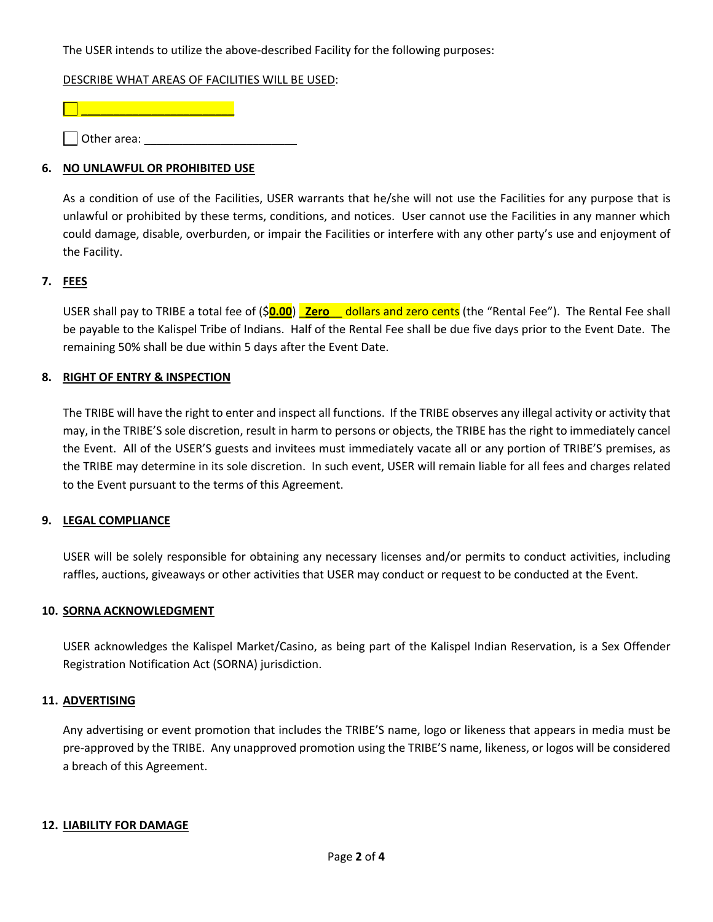The USER intends to utilize the above-described Facility for the following purposes:

DESCRIBE WHAT AREAS OF FACILITIES WILL BE USED:

☐ ________________________

☐ Other area: ________________________

**6. NO UNLAWFUL OR PROHIBITED USE**

As a condition of use of the Facilities, USER warrants that he/she will not use the Facilities for any purpose that is unlawful or prohibited by these terms, conditions, and notices. User cannot use the Facilities in any manner which could damage, disable, overburden, or impair the Facilities or interfere with any other party's use and enjoyment of the Facility.

**7. FEES**

USER shall pay to TRIBE a total fee of ($**0.00**) **Zero** dollars and zero cents (the "Rental Fee"). The Rental Fee shall be payable to the Kalispel Tribe of Indians. Half of the Rental Fee shall be due five days prior to the Event Date. The remaining 50% shall be due within 5 days after the Event Date.

**8. RIGHT OF ENTRY & INSPECTION**

The TRIBE will have the right to enter and inspect all functions. If the TRIBE observes any illegal activity or activity that may, in the TRIBE'S sole discretion, result in harm to persons or objects, the TRIBE has the right to immediately cancel the Event. All of the USER'S guests and invitees must immediately vacate all or any portion of TRIBE'S premises, as the TRIBE may determine in its sole discretion. In such event, USER will remain liable for all fees and charges related to the Event pursuant to the terms of this Agreement.

**9. LEGAL COMPLIANCE**

USER will be solely responsible for obtaining any necessary licenses and/or permits to conduct activities, including raffles, auctions, giveaways or other activities that USER may conduct or request to be conducted at the Event.

**10. SORNA ACKNOWLEDGMENT**

USER acknowledges the Kalispel Market/Casino, as being part of the Kalispel Indian Reservation, is a Sex Offender Registration Notification Act (SORNA) jurisdiction.

**11. ADVERTISING**

Any advertising or event promotion that includes the TRIBE'S name, logo or likeness that appears in media must be pre-approved by the TRIBE. Any unapproved promotion using the TRIBE'S name, likeness, or logos will be considered a breach of this Agreement.

**12. LIABILITY FOR DAMAGE**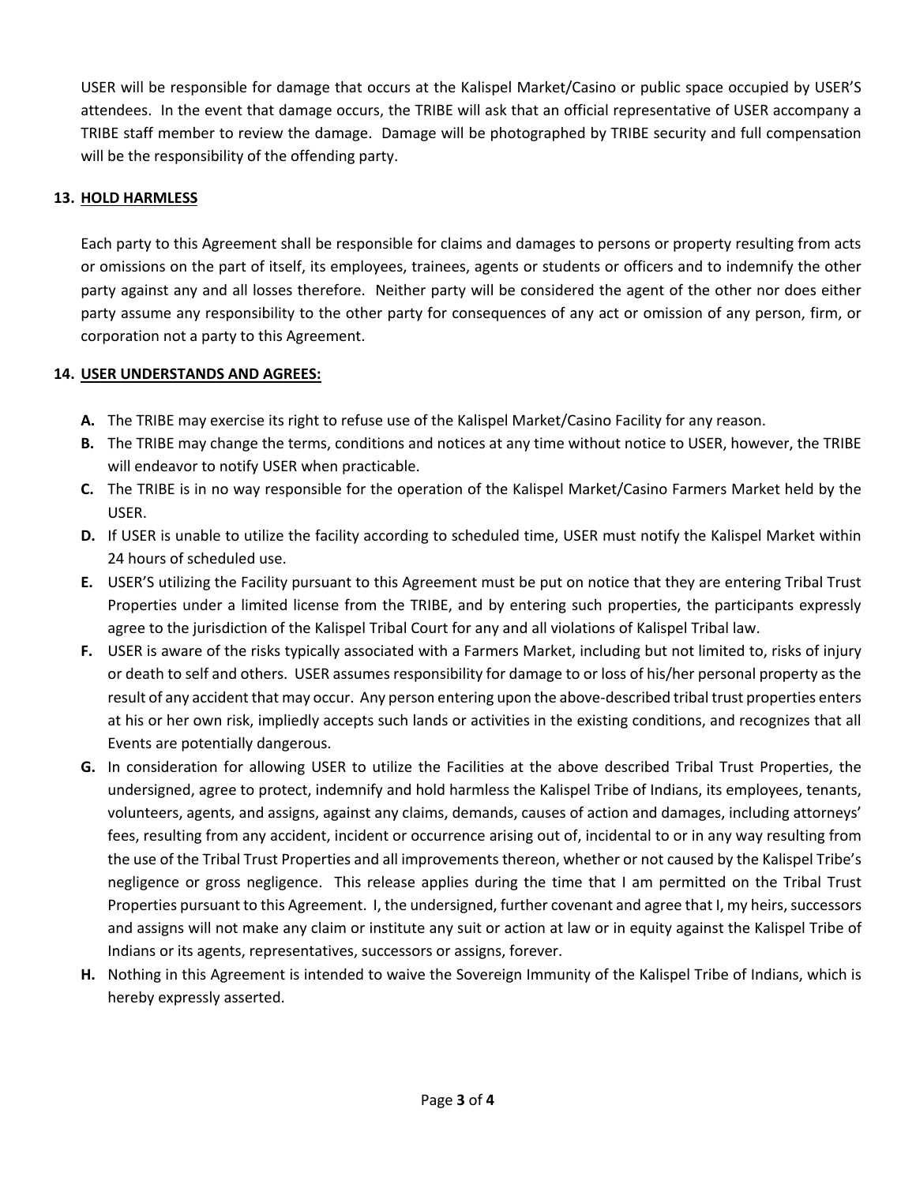USER will be responsible for damage that occurs at the Kalispel Market/Casino or public space occupied by USER'S attendees. In the event that damage occurs, the TRIBE will ask that an official representative of USER accompany a TRIBE staff member to review the damage. Damage will be photographed by TRIBE security and full compensation will be the responsibility of the offending party.

**13. <u>HOLD HARMLESS</u>**

Each party to this Agreement shall be responsible for claims and damages to persons or property resulting from acts or omissions on the part of itself, its employees, trainees, agents or students or officers and to indemnify the other party against any and all losses therefore. Neither party will be considered the agent of the other nor does either party assume any responsibility to the other party for consequences of any act or omission of any person, firm, or corporation not a party to this Agreement.

**14. <u>USER UNDERSTANDS AND AGREES:</u>**

**A.** The TRIBE may exercise its right to refuse use of the Kalispel Market/Casino Facility for any reason.

**B.** The TRIBE may change the terms, conditions and notices at any time without notice to USER, however, the TRIBE will endeavor to notify USER when practicable.

**C.** The TRIBE is in no way responsible for the operation of the Kalispel Market/Casino Farmers Market held by the USER.

**D.** If USER is unable to utilize the facility according to scheduled time, USER must notify the Kalispel Market within 24 hours of scheduled use.

**E.** USER'S utilizing the Facility pursuant to this Agreement must be put on notice that they are entering Tribal Trust Properties under a limited license from the TRIBE, and by entering such properties, the participants expressly agree to the jurisdiction of the Kalispel Tribal Court for any and all violations of Kalispel Tribal law.

**F.** USER is aware of the risks typically associated with a Farmers Market, including but not limited to, risks of injury or death to self and others. USER assumes responsibility for damage to or loss of his/her personal property as the result of any accident that may occur. Any person entering upon the above-described tribal trust properties enters at his or her own risk, impliedly accepts such lands or activities in the existing conditions, and recognizes that all Events are potentially dangerous.

**G.** In consideration for allowing USER to utilize the Facilities at the above described Tribal Trust Properties, the undersigned, agree to protect, indemnify and hold harmless the Kalispel Tribe of Indians, its employees, tenants, volunteers, agents, and assigns, against any claims, demands, causes of action and damages, including attorneys' fees, resulting from any accident, incident or occurrence arising out of, incidental to or in any way resulting from the use of the Tribal Trust Properties and all improvements thereon, whether or not caused by the Kalispel Tribe's negligence or gross negligence. This release applies during the time that I am permitted on the Tribal Trust Properties pursuant to this Agreement. I, the undersigned, further covenant and agree that I, my heirs, successors and assigns will not make any claim or institute any suit or action at law or in equity against the Kalispel Tribe of Indians or its agents, representatives, successors or assigns, forever.

**H.** Nothing in this Agreement is intended to waive the Sovereign Immunity of the Kalispel Tribe of Indians, which is hereby expressly asserted.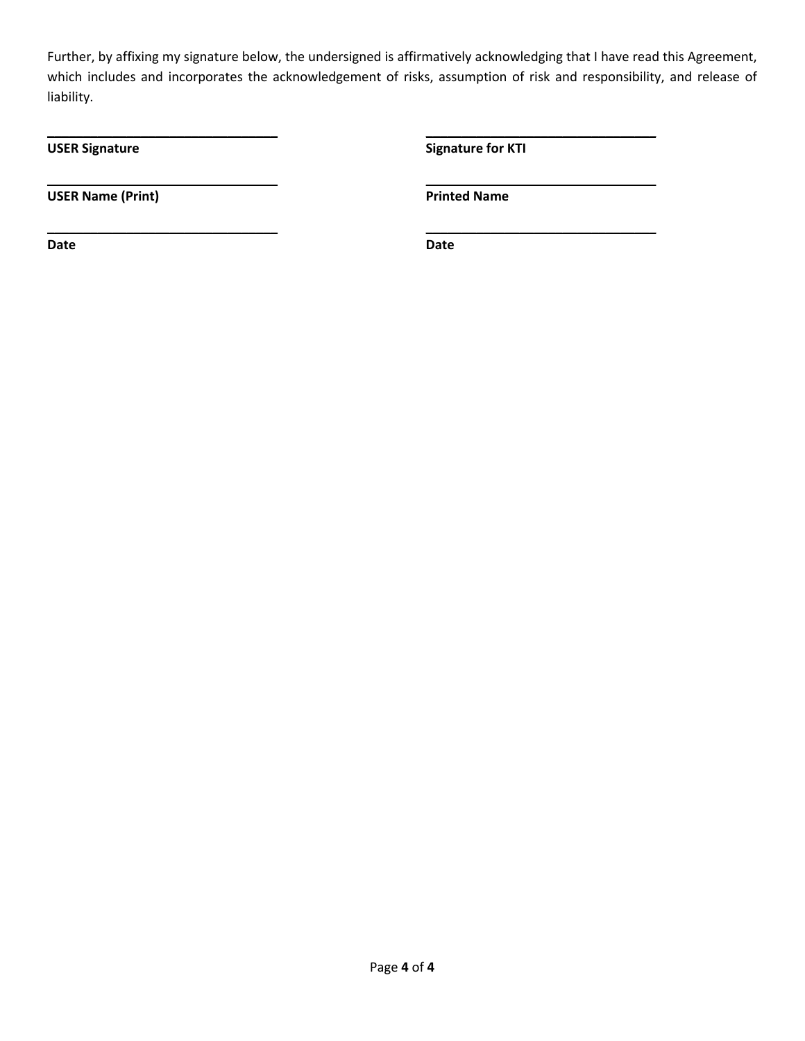Further, by affixing my signature below, the undersigned is affirmatively acknowledging that I have read this Agreement, which includes and incorporates the acknowledgement of risks, assumption of risk and responsibility, and release of liability.

| | |
|---|---|
| ______________________________ | ______________________________ |
| **USER Signature** | **Signature for KTI** |
| ______________________________ | ______________________________ |
| **USER Name (Print)** | **Printed Name** |
| ______________________________ | ______________________________ |
| **Date** | **Date** |